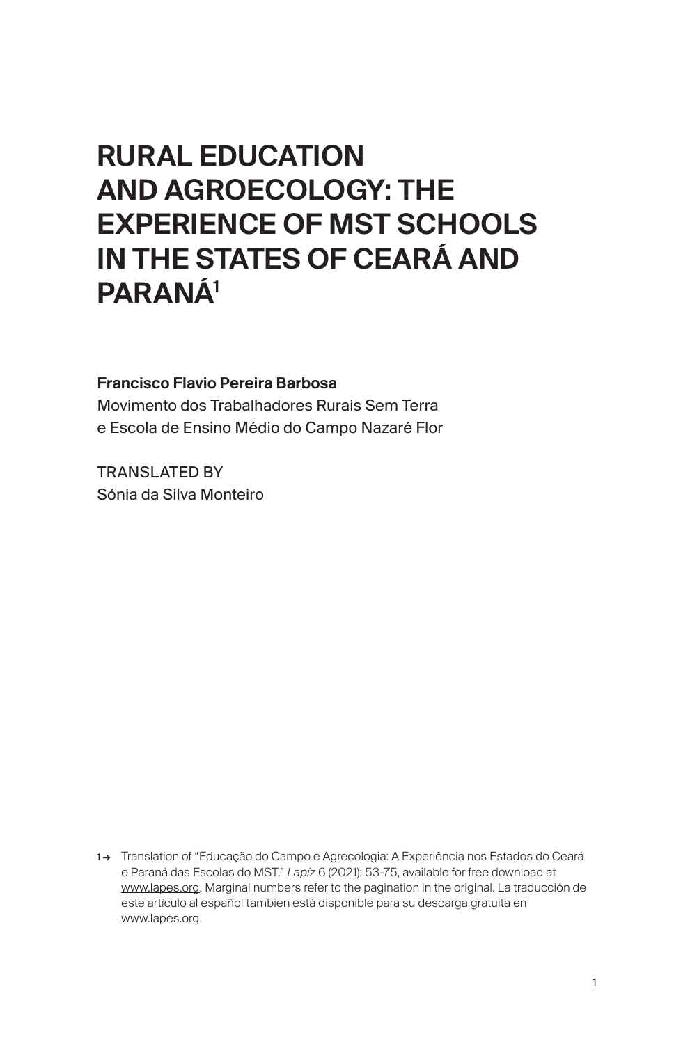# RURAL EDUCATION AND AGROECOLOGY: THE EXPERIENCE OF MST SCHOOLS IN THE STATES OF CEARÁ AND PARANÁ[1]

**Francisco Flavio Pereira Barbosa**
Movimento dos Trabalhadores Rurais Sem Terra e Escola de Ensino Médio do Campo Nazaré Flor

TRANSLATED BY
Sónia da Silva Monteiro

1→ Translation of "Educação do Campo e Agrecologia: A Experiência nos Estados do Ceará e Paraná das Escolas do MST," *Lapíz* 6 (2021): 53-75, available for free download at www.lapes.org. Marginal numbers refer to the pagination in the original. La traducción de este artículo al español tambien está disponible para su descarga gratuita en www.lapes.org.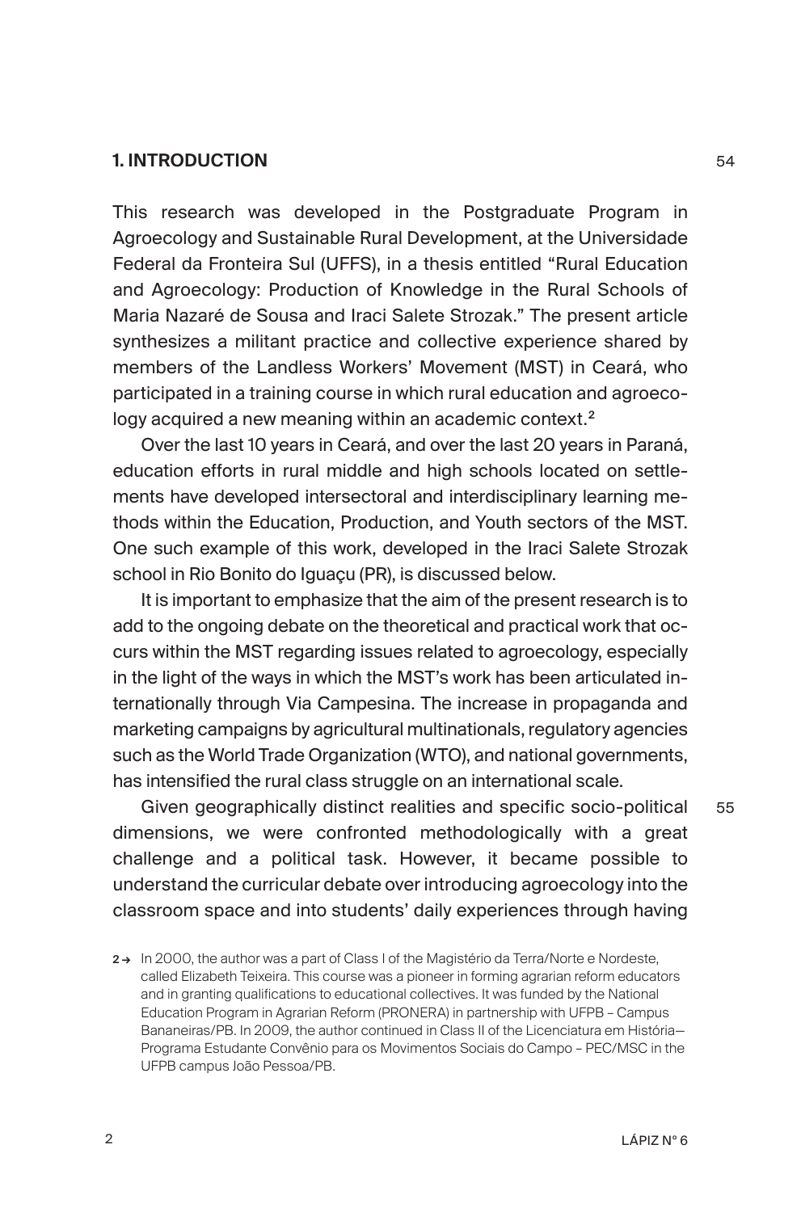## 1. INTRODUCTION

This research was developed in the Postgraduate Program in Agroecology and Sustainable Rural Development, at the Universidade Federal da Fronteira Sul (UFFS), in a thesis entitled "Rural Education and Agroecology: Production of Knowledge in the Rural Schools of Maria Nazaré de Sousa and Iraci Salete Strozak." The present article synthesizes a militant practice and collective experience shared by members of the Landless Workers' Movement (MST) in Ceará, who participated in a training course in which rural education and agroecology acquired a new meaning within an academic context.[2]

Over the last 10 years in Ceará, and over the last 20 years in Paraná, education efforts in rural middle and high schools located on settlements have developed intersectoral and interdisciplinary learning methods within the Education, Production, and Youth sectors of the MST. One such example of this work, developed in the Iraci Salete Strozak school in Rio Bonito do Iguaçu (PR), is discussed below.

It is important to emphasize that the aim of the present research is to add to the ongoing debate on the theoretical and practical work that occurs within the MST regarding issues related to agroecology, especially in the light of the ways in which the MST's work has been articulated internationally through Via Campesina. The increase in propaganda and marketing campaigns by agricultural multinationals, regulatory agencies such as the World Trade Organization (WTO), and national governments, has intensified the rural class struggle on an international scale.

Given geographically distinct realities and specific socio-political dimensions, we were confronted methodologically with a great challenge and a political task. However, it became possible to understand the curricular debate over introducing agroecology into the classroom space and into students' daily experiences through having

[2] In 2000, the author was a part of Class I of the Magistério da Terra/Norte e Nordeste, called Elizabeth Teixeira. This course was a pioneer in forming agrarian reform educators and in granting qualifications to educational collectives. It was funded by the National Education Program in Agrarian Reform (PRONERA) in partnership with UFPB – Campus Bananeiras/PB. In 2009, the author continued in Class II of the Licenciatura em História—Programa Estudante Convênio para os Movimentos Sociais do Campo – PEC/MSC in the UFPB campus João Pessoa/PB.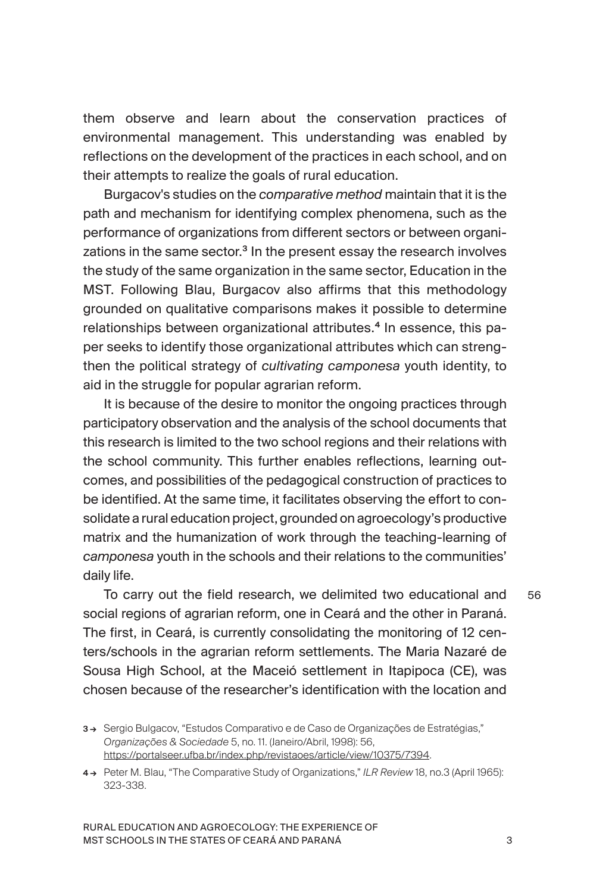them observe and learn about the conservation practices of environmental management. This understanding was enabled by reflections on the development of the practices in each school, and on their attempts to realize the goals of rural education.

Burgacov's studies on the *comparative method* maintain that it is the path and mechanism for identifying complex phenomena, such as the performance of organizations from different sectors or between organizations in the same sector.[3] In the present essay the research involves the study of the same organization in the same sector, Education in the MST. Following Blau, Burgacov also affirms that this methodology grounded on qualitative comparisons makes it possible to determine relationships between organizational attributes.[4] In essence, this paper seeks to identify those organizational attributes which can strengthen the political strategy of *cultivating camponesa* youth identity, to aid in the struggle for popular agrarian reform.

It is because of the desire to monitor the ongoing practices through participatory observation and the analysis of the school documents that this research is limited to the two school regions and their relations with the school community. This further enables reflections, learning outcomes, and possibilities of the pedagogical construction of practices to be identified. At the same time, it facilitates observing the effort to consolidate a rural education project, grounded on agroecology's productive matrix and the humanization of work through the teaching-learning of *camponesa* youth in the schools and their relations to the communities' daily life.

To carry out the field research, we delimited two educational and social regions of agrarian reform, one in Ceará and the other in Paraná. The first, in Ceará, is currently consolidating the monitoring of 12 centers/schools in the agrarian reform settlements. The Maria Nazaré de Sousa High School, at the Maceió settlement in Itapipoca (CE), was chosen because of the researcher's identification with the location and

56

3 → Sergio Bulgacov, "Estudos Comparativo e de Caso de Organizações de Estratégias," *Organizações & Sociedade* 5, no. 11. (Janeiro/Abril, 1998): 56, https://portalseer.ufba.br/index.php/revistaoes/article/view/10375/7394.

4 → Peter M. Blau, "The Comparative Study of Organizations," *ILR Review* 18, no.3 (April 1965): 323-338.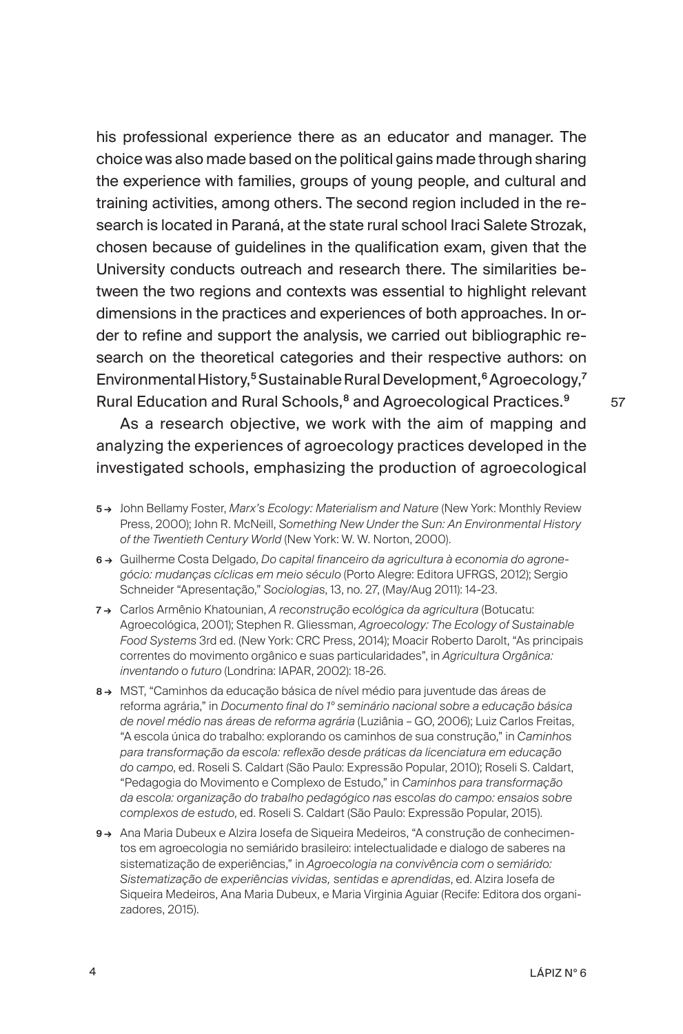his professional experience there as an educator and manager. The choice was also made based on the political gains made through sharing the experience with families, groups of young people, and cultural and training activities, among others. The second region included in the research is located in Paraná, at the state rural school Iraci Salete Strozak, chosen because of guidelines in the qualification exam, given that the University conducts outreach and research there. The similarities between the two regions and contexts was essential to highlight relevant dimensions in the practices and experiences of both approaches. In order to refine and support the analysis, we carried out bibliographic research on the theoretical categories and their respective authors: on Environmental History,[5] Sustainable Rural Development,[6] Agroecology,[7] Rural Education and Rural Schools,[8] and Agroecological Practices.[9]

As a research objective, we work with the aim of mapping and analyzing the experiences of agroecology practices developed in the investigated schools, emphasizing the production of agroecological

5 → John Bellamy Foster, *Marx's Ecology: Materialism and Nature* (New York: Monthly Review Press, 2000); John R. McNeill, *Something New Under the Sun: An Environmental History of the Twentieth Century World* (New York: W. W. Norton, 2000).

6 → Guilherme Costa Delgado, *Do capital financeiro da agricultura à economia do agronegócio: mudanças cíclicas em meio século* (Porto Alegre: Editora UFRGS, 2012); Sergio Schneider "Apresentação," *Sociologias*, 13, no. 27, (May/Aug 2011): 14-23.

7 → Carlos Armênio Khatounian, *A reconstrução ecológica da agricultura* (Botucatu: Agroecológica, 2001); Stephen R. Gliessman, *Agroecology: The Ecology of Sustainable Food Systems* 3rd ed. (New York: CRC Press, 2014); Moacir Roberto Darolt, "As principais correntes do movimento orgânico e suas particularidades", in *Agricultura Orgânica: inventando o futuro* (Londrina: IAPAR, 2002): 18-26.

8 → MST, "Caminhos da educação básica de nível médio para juventude das áreas de reforma agrária," in *Documento final do 1º seminário nacional sobre a educação básica de novel médio nas áreas de reforma agrária* (Luziânia – GO, 2006); Luiz Carlos Freitas, "A escola única do trabalho: explorando os caminhos de sua construção," in *Caminhos para transformação da escola: reflexão desde práticas da licenciatura em educação do campo*, ed. Roseli S. Caldart (São Paulo: Expressão Popular, 2010); Roseli S. Caldart, "Pedagogia do Movimento e Complexo de Estudo," in *Caminhos para transformação da escola: organização do trabalho pedagógico nas escolas do campo: ensaios sobre complexos de estudo*, ed. Roseli S. Caldart (São Paulo: Expressão Popular, 2015).

9 → Ana Maria Dubeux e Alzira Josefa de Siqueira Medeiros, "A construção de conhecimentos em agroecologia no semiárido brasileiro: intelectualidade e dialogo de saberes na sistematização de experiências," in *Agroecologia na convivência com o semiárido: Sistematização de experiências vividas, sentidas e aprendidas*, ed. Alzira Josefa de Siqueira Medeiros, Ana Maria Dubeux, e Maria Virginia Aguiar (Recife: Editora dos organizadores, 2015).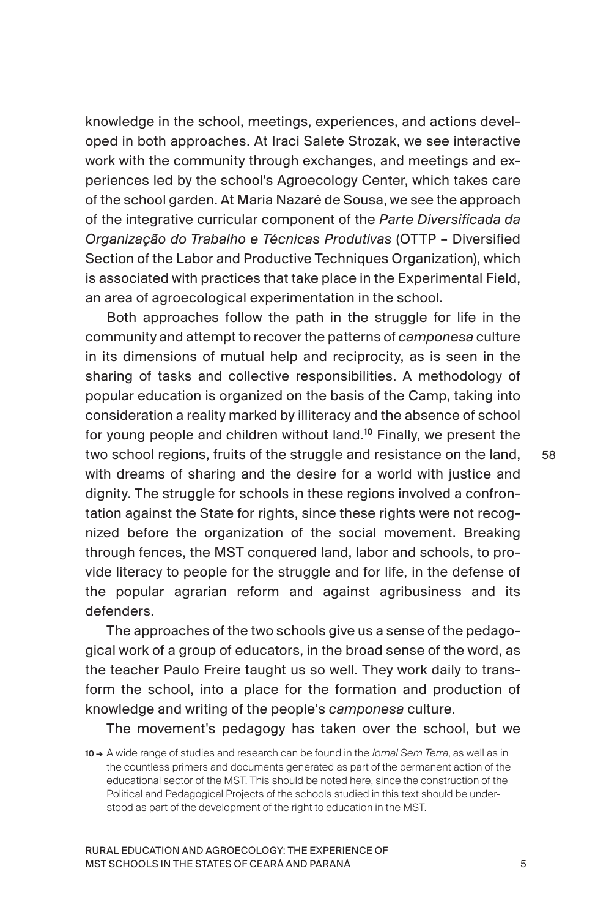knowledge in the school, meetings, experiences, and actions developed in both approaches. At Iraci Salete Strozak, we see interactive work with the community through exchanges, and meetings and experiences led by the school's Agroecology Center, which takes care of the school garden. At Maria Nazaré de Sousa, we see the approach of the integrative curricular component of the *Parte Diversificada da Organização do Trabalho e Técnicas Produtivas* (OTTP – Diversified Section of the Labor and Productive Techniques Organization), which is associated with practices that take place in the Experimental Field, an area of agroecological experimentation in the school.

Both approaches follow the path in the struggle for life in the community and attempt to recover the patterns of *camponesa* culture in its dimensions of mutual help and reciprocity, as is seen in the sharing of tasks and collective responsibilities. A methodology of popular education is organized on the basis of the Camp, taking into consideration a reality marked by illiteracy and the absence of school for young people and children without land.[10] Finally, we present the two school regions, fruits of the struggle and resistance on the land, with dreams of sharing and the desire for a world with justice and dignity. The struggle for schools in these regions involved a confrontation against the State for rights, since these rights were not recognized before the organization of the social movement. Breaking through fences, the MST conquered land, labor and schools, to provide literacy to people for the struggle and for life, in the defense of the popular agrarian reform and against agribusiness and its defenders.

The approaches of the two schools give us a sense of the pedagogical work of a group of educators, in the broad sense of the word, as the teacher Paulo Freire taught us so well. They work daily to transform the school, into a place for the formation and production of knowledge and writing of the people's *camponesa* culture.

The movement's pedagogy has taken over the school, but we

10 → A wide range of studies and research can be found in the *Jornal Sem Terra*, as well as in the countless primers and documents generated as part of the permanent action of the educational sector of the MST. This should be noted here, since the construction of the Political and Pedagogical Projects of the schools studied in this text should be understood as part of the development of the right to education in the MST.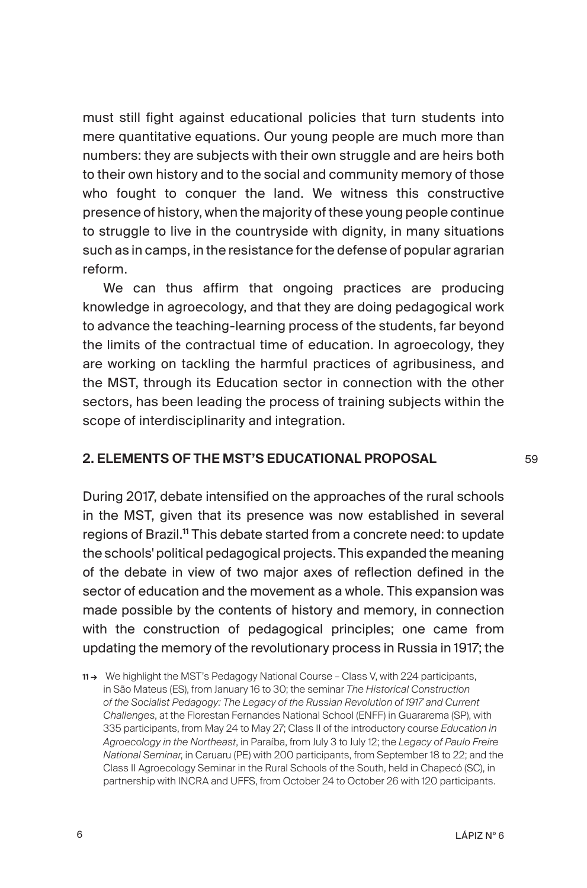must still fight against educational policies that turn students into mere quantitative equations. Our young people are much more than numbers: they are subjects with their own struggle and are heirs both to their own history and to the social and community memory of those who fought to conquer the land. We witness this constructive presence of history, when the majority of these young people continue to struggle to live in the countryside with dignity, in many situations such as in camps, in the resistance for the defense of popular agrarian reform.

We can thus affirm that ongoing practices are producing knowledge in agroecology, and that they are doing pedagogical work to advance the teaching-learning process of the students, far beyond the limits of the contractual time of education. In agroecology, they are working on tackling the harmful practices of agribusiness, and the MST, through its Education sector in connection with the other sectors, has been leading the process of training subjects within the scope of interdisciplinarity and integration.

## 2. ELEMENTS OF THE MST'S EDUCATIONAL PROPOSAL

During 2017, debate intensified on the approaches of the rural schools in the MST, given that its presence was now established in several regions of Brazil.[11] This debate started from a concrete need: to update the schools' political pedagogical projects. This expanded the meaning of the debate in view of two major axes of reflection defined in the sector of education and the movement as a whole. This expansion was made possible by the contents of history and memory, in connection with the construction of pedagogical principles; one came from updating the memory of the revolutionary process in Russia in 1917; the

11 → We highlight the MST's Pedagogy National Course – Class V, with 224 participants, in São Mateus (ES), from January 16 to 30; the seminar *The Historical Construction of the Socialist Pedagogy: The Legacy of the Russian Revolution of 1917 and Current Challenges*, at the Florestan Fernandes National School (ENFF) in Guararema (SP), with 335 participants, from May 24 to May 27; Class II of the introductory course *Education in Agroecology in the Northeast*, in Paraíba, from July 3 to July 12; the *Legacy of Paulo Freire National Seminar*, in Caruaru (PE) with 200 participants, from September 18 to 22; and the Class II Agroecology Seminar in the Rural Schools of the South, held in Chapecó (SC), in partnership with INCRA and UFFS, from October 24 to October 26 with 120 participants.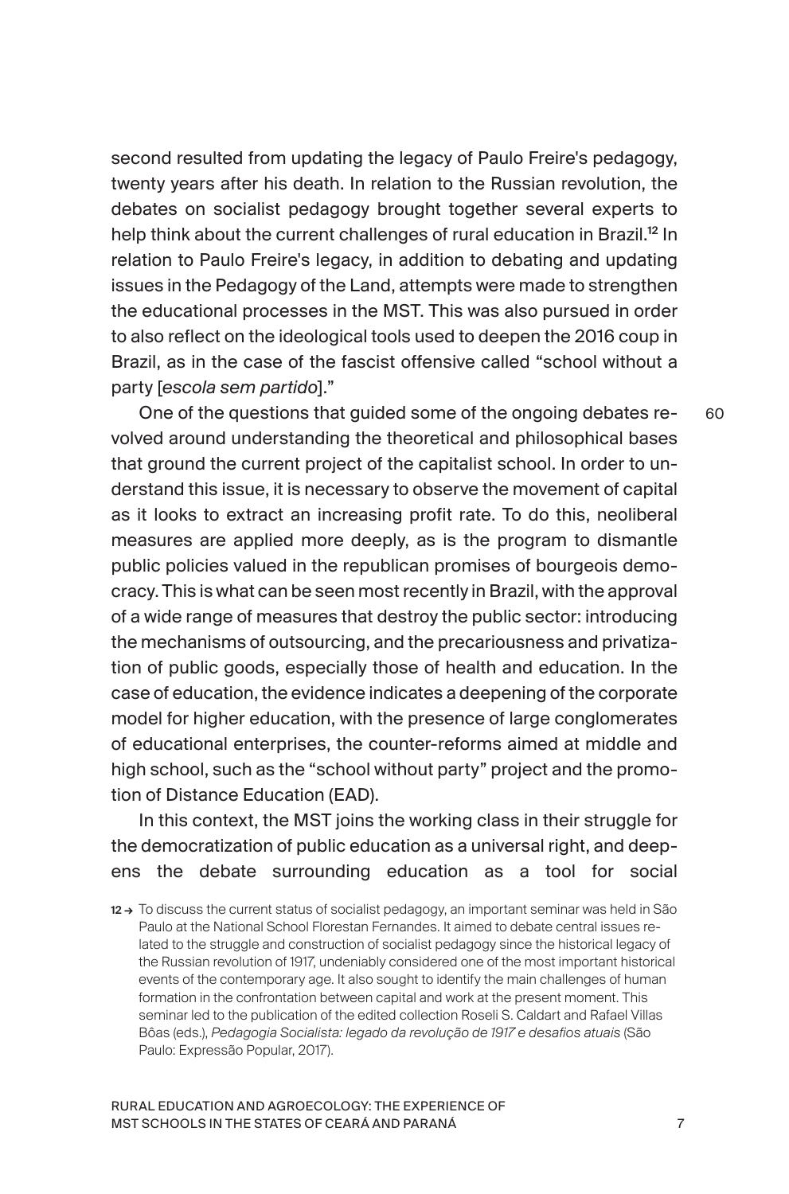second resulted from updating the legacy of Paulo Freire's pedagogy, twenty years after his death. In relation to the Russian revolution, the debates on socialist pedagogy brought together several experts to help think about the current challenges of rural education in Brazil.[12] In relation to Paulo Freire's legacy, in addition to debating and updating issues in the Pedagogy of the Land, attempts were made to strengthen the educational processes in the MST. This was also pursued in order to also reflect on the ideological tools used to deepen the 2016 coup in Brazil, as in the case of the fascist offensive called "school without a party [*escola sem partido*]."

One of the questions that guided some of the ongoing debates revolved around understanding the theoretical and philosophical bases that ground the current project of the capitalist school. In order to understand this issue, it is necessary to observe the movement of capital as it looks to extract an increasing profit rate. To do this, neoliberal measures are applied more deeply, as is the program to dismantle public policies valued in the republican promises of bourgeois democracy. This is what can be seen most recently in Brazil, with the approval of a wide range of measures that destroy the public sector: introducing the mechanisms of outsourcing, and the precariousness and privatization of public goods, especially those of health and education. In the case of education, the evidence indicates a deepening of the corporate model for higher education, with the presence of large conglomerates of educational enterprises, the counter-reforms aimed at middle and high school, such as the "school without party" project and the promotion of Distance Education (EAD).

In this context, the MST joins the working class in their struggle for the democratization of public education as a universal right, and deepens the debate surrounding education as a tool for social

12 → To discuss the current status of socialist pedagogy, an important seminar was held in São Paulo at the National School Florestan Fernandes. It aimed to debate central issues related to the struggle and construction of socialist pedagogy since the historical legacy of the Russian revolution of 1917, undeniably considered one of the most important historical events of the contemporary age. It also sought to identify the main challenges of human formation in the confrontation between capital and work at the present moment. This seminar led to the publication of the edited collection Roseli S. Caldart and Rafael Villas Bôas (eds.), *Pedagogia Socialista: legado da revolução de 1917 e desafios atuais* (São Paulo: Expressão Popular, 2017).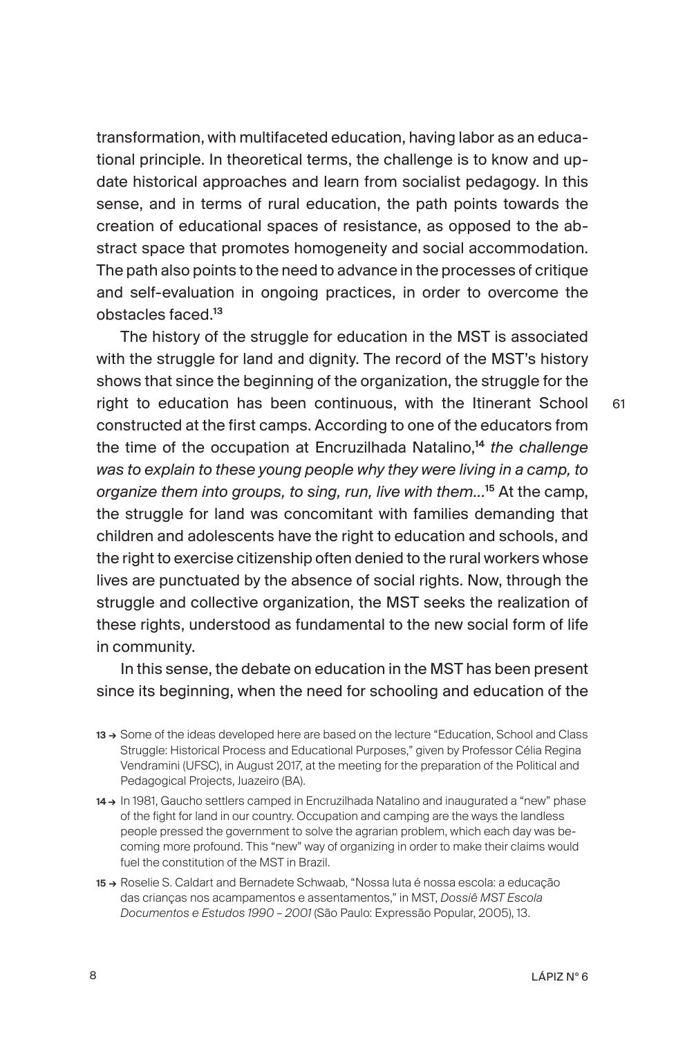transformation, with multifaceted education, having labor as an educational principle. In theoretical terms, the challenge is to know and update historical approaches and learn from socialist pedagogy. In this sense, and in terms of rural education, the path points towards the creation of educational spaces of resistance, as opposed to the abstract space that promotes homogeneity and social accommodation. The path also points to the need to advance in the processes of critique and self-evaluation in ongoing practices, in order to overcome the obstacles faced.[13]

The history of the struggle for education in the MST is associated with the struggle for land and dignity. The record of the MST's history shows that since the beginning of the organization, the struggle for the right to education has been continuous, with the Itinerant School constructed at the first camps. According to one of the educators from the time of the occupation at Encruzilhada Natalino,[14] *the challenge was to explain to these young people why they were living in a camp, to organize them into groups, to sing, run, live with them…*[15] At the camp, the struggle for land was concomitant with families demanding that children and adolescents have the right to education and schools, and the right to exercise citizenship often denied to the rural workers whose lives are punctuated by the absence of social rights. Now, through the struggle and collective organization, the MST seeks the realization of these rights, understood as fundamental to the new social form of life in community.

In this sense, the debate on education in the MST has been present since its beginning, when the need for schooling and education of the

13 → Some of the ideas developed here are based on the lecture "Education, School and Class Struggle: Historical Process and Educational Purposes," given by Professor Célia Regina Vendramini (UFSC), in August 2017, at the meeting for the preparation of the Political and Pedagogical Projects, Juazeiro (BA).

14 → In 1981, Gaucho settlers camped in Encruzilhada Natalino and inaugurated a "new" phase of the fight for land in our country. Occupation and camping are the ways the landless people pressed the government to solve the agrarian problem, which each day was becoming more profound. This "new" way of organizing in order to make their claims would fuel the constitution of the MST in Brazil.

15 → Roselie S. Caldart and Bernadete Schwaab, "Nossa luta é nossa escola: a educação das crianças nos acampamentos e assentamentos," in MST, *Dossiê MST Escola Documentos e Estudos 1990 – 2001* (São Paulo: Expressão Popular, 2005), 13.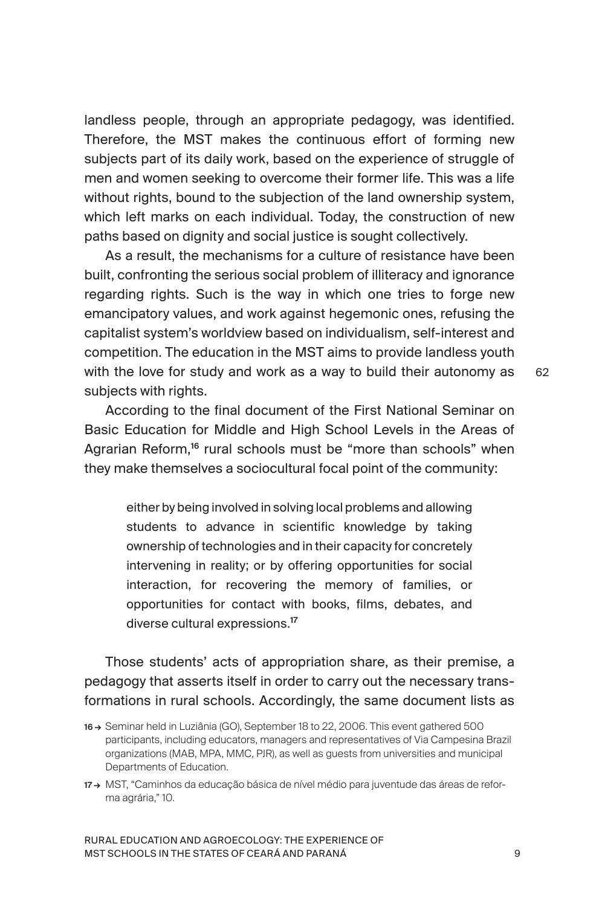landless people, through an appropriate pedagogy, was identified. Therefore, the MST makes the continuous effort of forming new subjects part of its daily work, based on the experience of struggle of men and women seeking to overcome their former life. This was a life without rights, bound to the subjection of the land ownership system, which left marks on each individual. Today, the construction of new paths based on dignity and social justice is sought collectively.

As a result, the mechanisms for a culture of resistance have been built, confronting the serious social problem of illiteracy and ignorance regarding rights. Such is the way in which one tries to forge new emancipatory values, and work against hegemonic ones, refusing the capitalist system's worldview based on individualism, self-interest and competition. The education in the MST aims to provide landless youth with the love for study and work as a way to build their autonomy as subjects with rights.

According to the final document of the First National Seminar on Basic Education for Middle and High School Levels in the Areas of Agrarian Reform,[16] rural schools must be "more than schools" when they make themselves a sociocultural focal point of the community:

> either by being involved in solving local problems and allowing students to advance in scientific knowledge by taking ownership of technologies and in their capacity for concretely intervening in reality; or by offering opportunities for social interaction, for recovering the memory of families, or opportunities for contact with books, films, debates, and diverse cultural expressions.[17]

Those students' acts of appropriation share, as their premise, a pedagogy that asserts itself in order to carry out the necessary transformations in rural schools. Accordingly, the same document lists as

16 → Seminar held in Luziânia (GO), September 18 to 22, 2006. This event gathered 500 participants, including educators, managers and representatives of Via Campesina Brazil organizations (MAB, MPA, MMC, PJR), as well as guests from universities and municipal Departments of Education.

17 → MST, "Caminhos da educação básica de nível médio para juventude das áreas de reforma agrária," 10.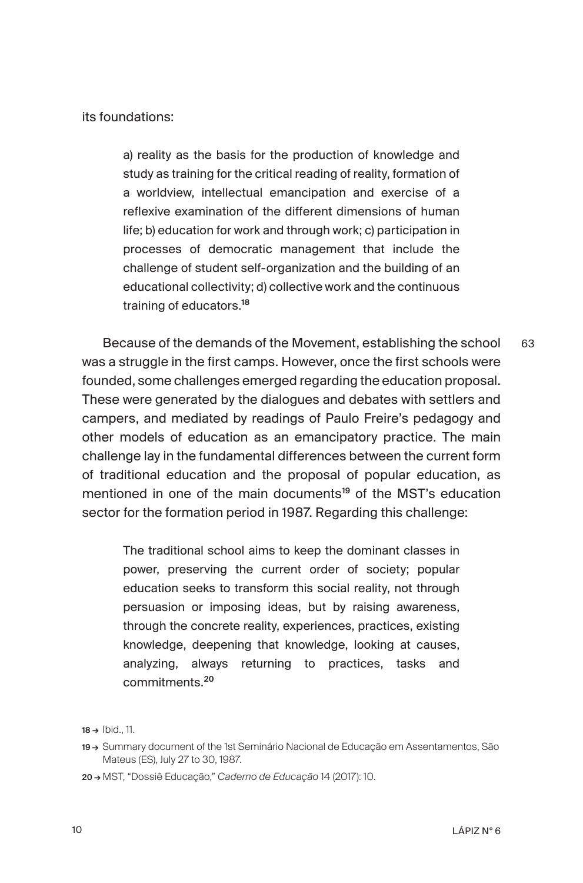its foundations:

> a) reality as the basis for the production of knowledge and study as training for the critical reading of reality, formation of a worldview, intellectual emancipation and exercise of a reflexive examination of the different dimensions of human life; b) education for work and through work; c) participation in processes of democratic management that include the challenge of student self-organization and the building of an educational collectivity; d) collective work and the continuous training of educators.[18]

Because of the demands of the Movement, establishing the school was a struggle in the first camps. However, once the first schools were founded, some challenges emerged regarding the education proposal. These were generated by the dialogues and debates with settlers and campers, and mediated by readings of Paulo Freire's pedagogy and other models of education as an emancipatory practice. The main challenge lay in the fundamental differences between the current form of traditional education and the proposal of popular education, as mentioned in one of the main documents[19] of the MST's education sector for the formation period in 1987. Regarding this challenge:

> The traditional school aims to keep the dominant classes in power, preserving the current order of society; popular education seeks to transform this social reality, not through persuasion or imposing ideas, but by raising awareness, through the concrete reality, experiences, practices, existing knowledge, deepening that knowledge, looking at causes, analyzing, always returning to practices, tasks and commitments.[20]

---

18 → Ibid., 11.

19 → Summary document of the 1st Seminário Nacional de Educação em Assentamentos, São Mateus (ES), July 27 to 30, 1987.

20 → MST, "Dossiê Educação," *Caderno de Educação* 14 (2017): 10.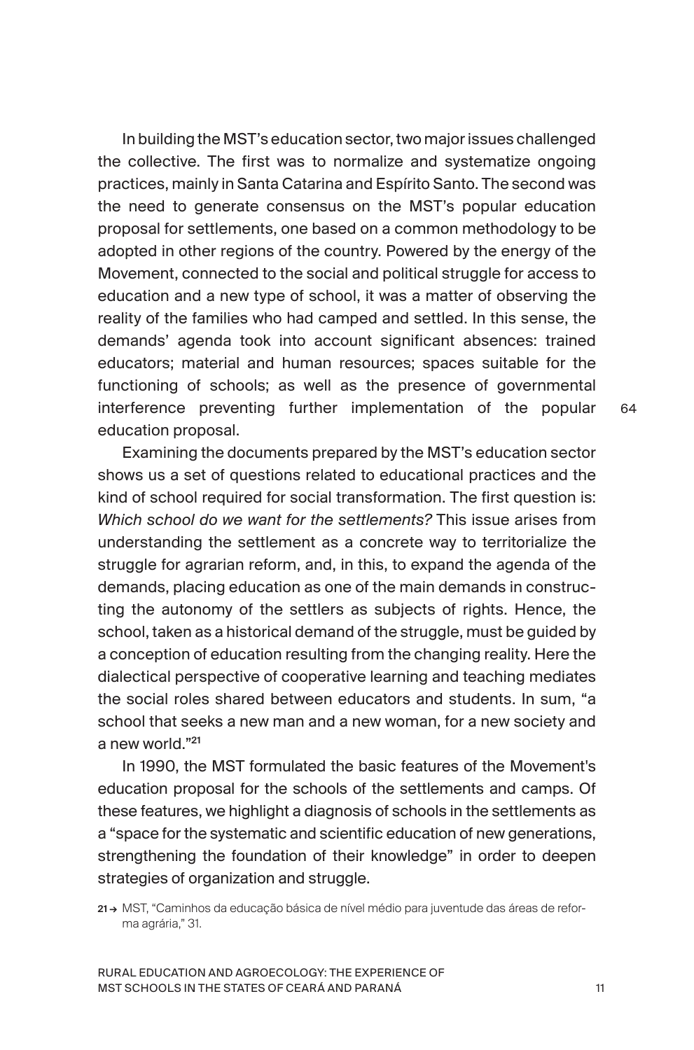In building the MST's education sector, two major issues challenged the collective. The first was to normalize and systematize ongoing practices, mainly in Santa Catarina and Espírito Santo. The second was the need to generate consensus on the MST's popular education proposal for settlements, one based on a common methodology to be adopted in other regions of the country. Powered by the energy of the Movement, connected to the social and political struggle for access to education and a new type of school, it was a matter of observing the reality of the families who had camped and settled. In this sense, the demands' agenda took into account significant absences: trained educators; material and human resources; spaces suitable for the functioning of schools; as well as the presence of governmental interference preventing further implementation of the popular education proposal.

Examining the documents prepared by the MST's education sector shows us a set of questions related to educational practices and the kind of school required for social transformation. The first question is: *Which school do we want for the settlements?* This issue arises from understanding the settlement as a concrete way to territorialize the struggle for agrarian reform, and, in this, to expand the agenda of the demands, placing education as one of the main demands in constructing the autonomy of the settlers as subjects of rights. Hence, the school, taken as a historical demand of the struggle, must be guided by a conception of education resulting from the changing reality. Here the dialectical perspective of cooperative learning and teaching mediates the social roles shared between educators and students. In sum, "a school that seeks a new man and a new woman, for a new society and a new world."[21]

In 1990, the MST formulated the basic features of the Movement's education proposal for the schools of the settlements and camps. Of these features, we highlight a diagnosis of schools in the settlements as a "space for the systematic and scientific education of new generations, strengthening the foundation of their knowledge" in order to deepen strategies of organization and struggle.

21 → MST, "Caminhos da educação básica de nível médio para juventude das áreas de reforma agrária," 31.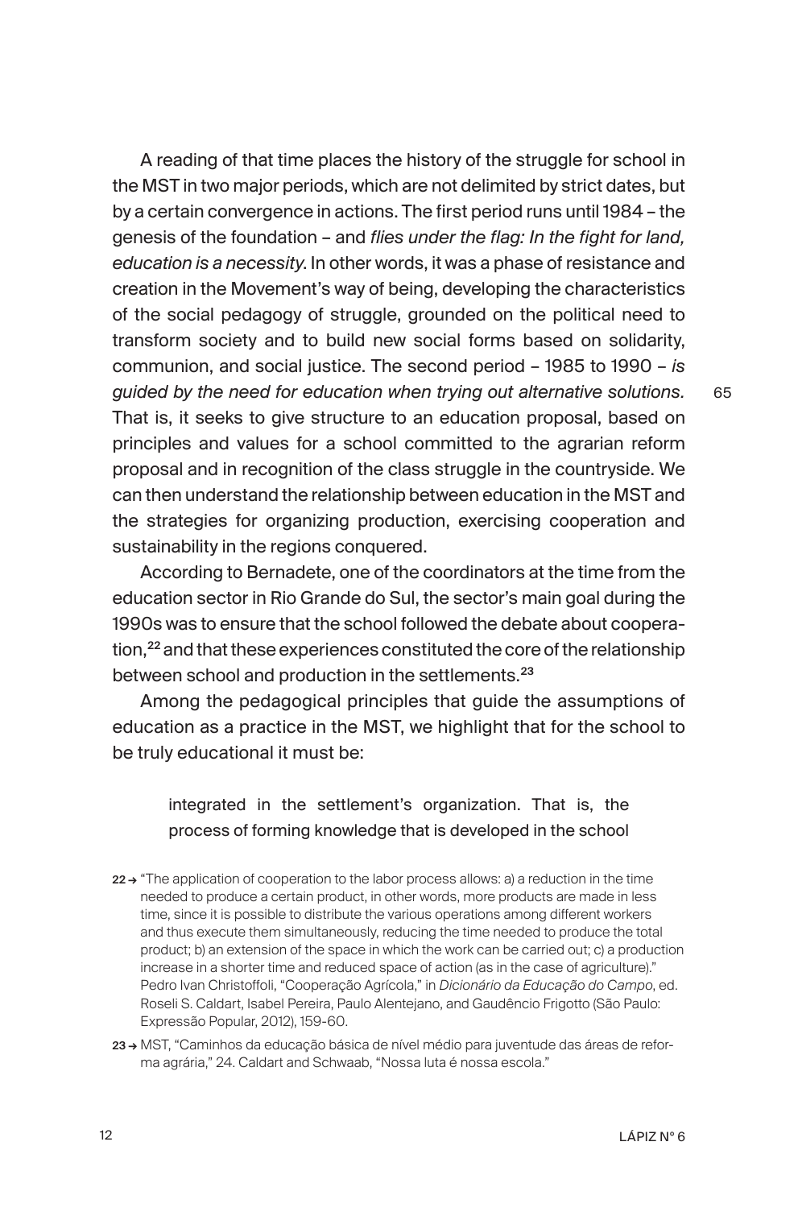A reading of that time places the history of the struggle for school in the MST in two major periods, which are not delimited by strict dates, but by a certain convergence in actions. The first period runs until 1984 – the genesis of the foundation – and *flies under the flag: In the fight for land, education is a necessity*. In other words, it was a phase of resistance and creation in the Movement's way of being, developing the characteristics of the social pedagogy of struggle, grounded on the political need to transform society and to build new social forms based on solidarity, communion, and social justice. The second period – 1985 to 1990 – *is guided by the need for education when trying out alternative solutions.* That is, it seeks to give structure to an education proposal, based on principles and values for a school committed to the agrarian reform proposal and in recognition of the class struggle in the countryside. We can then understand the relationship between education in the MST and the strategies for organizing production, exercising cooperation and sustainability in the regions conquered.

According to Bernadete, one of the coordinators at the time from the education sector in Rio Grande do Sul, the sector's main goal during the 1990s was to ensure that the school followed the debate about cooperation,[22] and that these experiences constituted the core of the relationship between school and production in the settlements.[23]

Among the pedagogical principles that guide the assumptions of education as a practice in the MST, we highlight that for the school to be truly educational it must be:

> integrated in the settlement's organization. That is, the process of forming knowledge that is developed in the school

22 → "The application of cooperation to the labor process allows: a) a reduction in the time needed to produce a certain product, in other words, more products are made in less time, since it is possible to distribute the various operations among different workers and thus execute them simultaneously, reducing the time needed to produce the total product; b) an extension of the space in which the work can be carried out; c) a production increase in a shorter time and reduced space of action (as in the case of agriculture)." Pedro Ivan Christoffoli, "Cooperação Agrícola," in *Dicionário da Educação do Campo*, ed. Roseli S. Caldart, Isabel Pereira, Paulo Alentejano, and Gaudêncio Frigotto (São Paulo: Expressão Popular, 2012), 159-60.

23 → MST, "Caminhos da educação básica de nível médio para juventude das áreas de reforma agrária," 24. Caldart and Schwaab, "Nossa luta é nossa escola."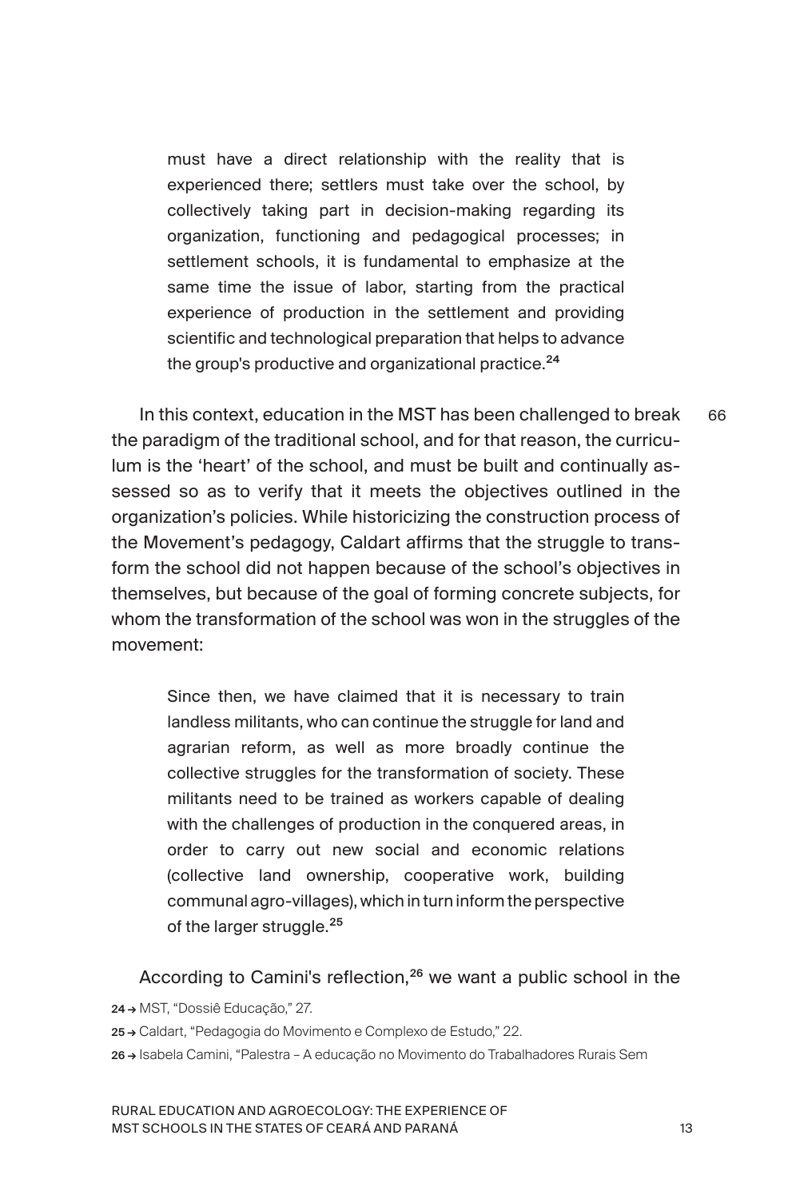> must have a direct relationship with the reality that is experienced there; settlers must take over the school, by collectively taking part in decision-making regarding its organization, functioning and pedagogical processes; in settlement schools, it is fundamental to emphasize at the same time the issue of labor, starting from the practical experience of production in the settlement and providing scientific and technological preparation that helps to advance the group's productive and organizational practice.[24]

66 In this context, education in the MST has been challenged to break the paradigm of the traditional school, and for that reason, the curriculum is the 'heart' of the school, and must be built and continually assessed so as to verify that it meets the objectives outlined in the organization's policies. While historicizing the construction process of the Movement's pedagogy, Caldart affirms that the struggle to transform the school did not happen because of the school's objectives in themselves, but because of the goal of forming concrete subjects, for whom the transformation of the school was won in the struggles of the movement:

> Since then, we have claimed that it is necessary to train landless militants, who can continue the struggle for land and agrarian reform, as well as more broadly continue the collective struggles for the transformation of society. These militants need to be trained as workers capable of dealing with the challenges of production in the conquered areas, in order to carry out new social and economic relations (collective land ownership, cooperative work, building communal agro-villages), which in turn inform the perspective of the larger struggle.[25]

According to Camini's reflection,[26] we want a public school in the

24 → MST, "Dossiê Educação," 27.

25 → Caldart, "Pedagogia do Movimento e Complexo de Estudo," 22.

26 → Isabela Camini, "Palestra – A educação no Movimento do Trabalhadores Rurais Sem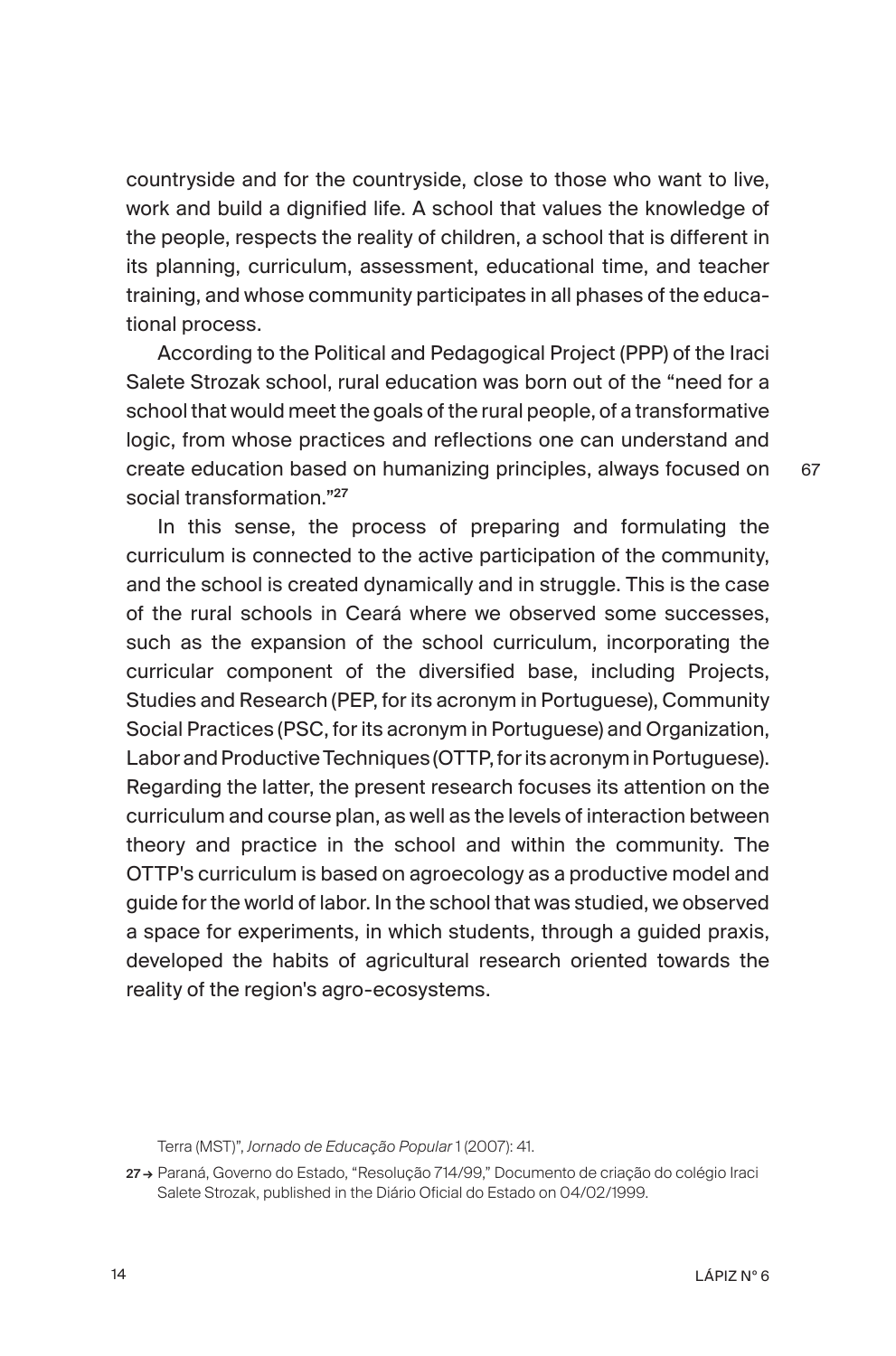countryside and for the countryside, close to those who want to live, work and build a dignified life. A school that values the knowledge of the people, respects the reality of children, a school that is different in its planning, curriculum, assessment, educational time, and teacher training, and whose community participates in all phases of the educational process.

According to the Political and Pedagogical Project (PPP) of the Iraci Salete Strozak school, rural education was born out of the "need for a school that would meet the goals of the rural people, of a transformative logic, from whose practices and reflections one can understand and create education based on humanizing principles, always focused on social transformation."[27]

In this sense, the process of preparing and formulating the curriculum is connected to the active participation of the community, and the school is created dynamically and in struggle. This is the case of the rural schools in Ceará where we observed some successes, such as the expansion of the school curriculum, incorporating the curricular component of the diversified base, including Projects, Studies and Research (PEP, for its acronym in Portuguese), Community Social Practices (PSC, for its acronym in Portuguese) and Organization, Labor and Productive Techniques (OTTP, for its acronym in Portuguese). Regarding the latter, the present research focuses its attention on the curriculum and course plan, as well as the levels of interaction between theory and practice in the school and within the community. The OTTP's curriculum is based on agroecology as a productive model and guide for the world of labor. In the school that was studied, we observed a space for experiments, in which students, through a guided praxis, developed the habits of agricultural research oriented towards the reality of the region's agro-ecosystems.

Terra (MST)", *Jornado de Educação Popular* 1 (2007): 41.

27 → Paraná, Governo do Estado, "Resolução 714/99," Documento de criação do colégio Iraci Salete Strozak, published in the Diário Oficial do Estado on 04/02/1999.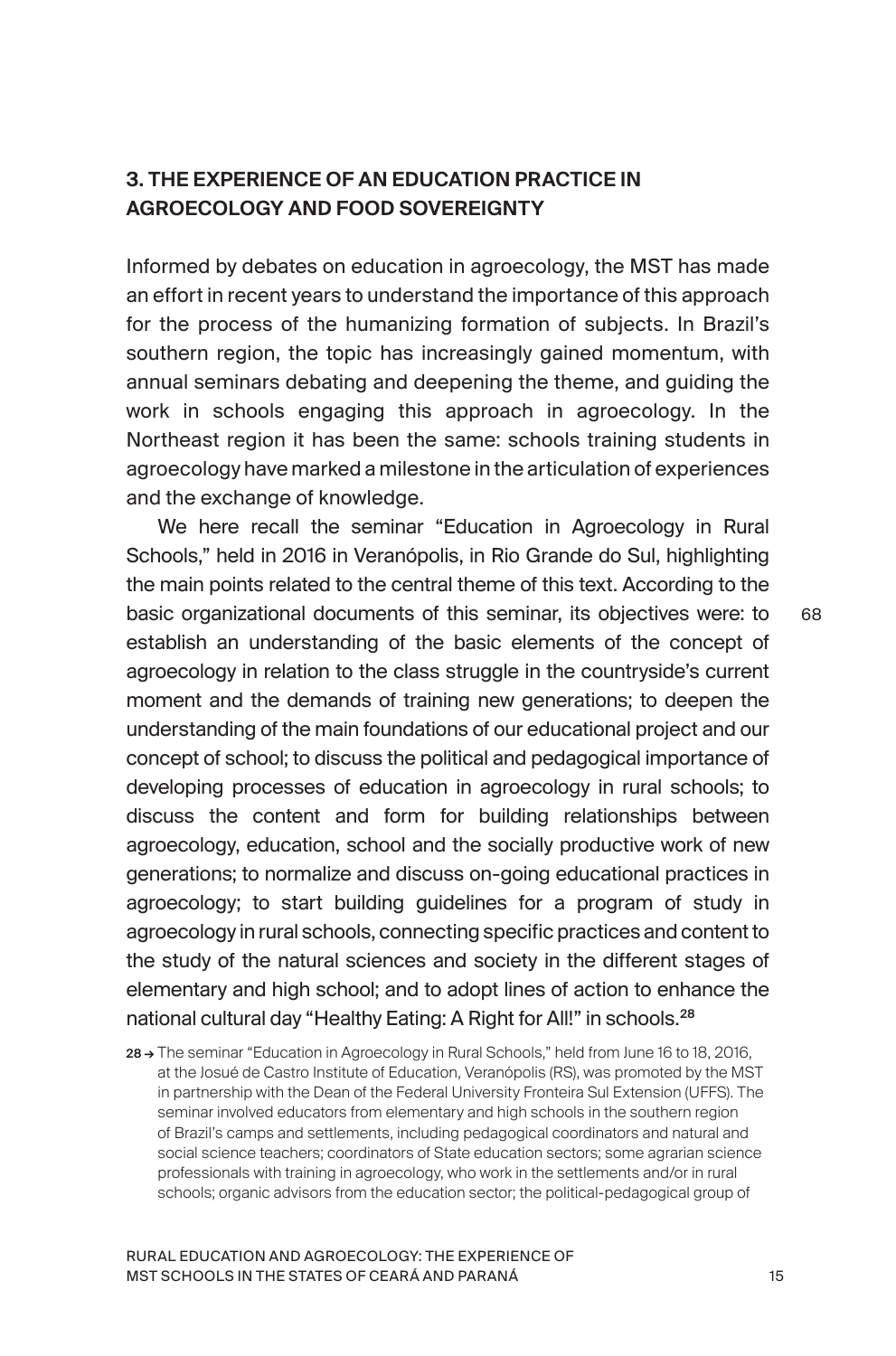## 3. THE EXPERIENCE OF AN EDUCATION PRACTICE IN AGROECOLOGY AND FOOD SOVEREIGNTY

Informed by debates on education in agroecology, the MST has made an effort in recent years to understand the importance of this approach for the process of the humanizing formation of subjects. In Brazil's southern region, the topic has increasingly gained momentum, with annual seminars debating and deepening the theme, and guiding the work in schools engaging this approach in agroecology. In the Northeast region it has been the same: schools training students in agroecology have marked a milestone in the articulation of experiences and the exchange of knowledge.

We here recall the seminar "Education in Agroecology in Rural Schools," held in 2016 in Veranópolis, in Rio Grande do Sul, highlighting the main points related to the central theme of this text. According to the basic organizational documents of this seminar, its objectives were: to establish an understanding of the basic elements of the concept of agroecology in relation to the class struggle in the countryside's current moment and the demands of training new generations; to deepen the understanding of the main foundations of our educational project and our concept of school; to discuss the political and pedagogical importance of developing processes of education in agroecology in rural schools; to discuss the content and form for building relationships between agroecology, education, school and the socially productive work of new generations; to normalize and discuss on-going educational practices in agroecology; to start building guidelines for a program of study in agroecology in rural schools, connecting specific practices and content to the study of the natural sciences and society in the different stages of elementary and high school; and to adopt lines of action to enhance the national cultural day "Healthy Eating: A Right for All!" in schools.[28]

68

28 → The seminar "Education in Agroecology in Rural Schools," held from June 16 to 18, 2016, at the Josué de Castro Institute of Education, Veranópolis (RS), was promoted by the MST in partnership with the Dean of the Federal University Fronteira Sul Extension (UFFS). The seminar involved educators from elementary and high schools in the southern region of Brazil's camps and settlements, including pedagogical coordinators and natural and social science teachers; coordinators of State education sectors; some agrarian science professionals with training in agroecology, who work in the settlements and/or in rural schools; organic advisors from the education sector; the political-pedagogical group of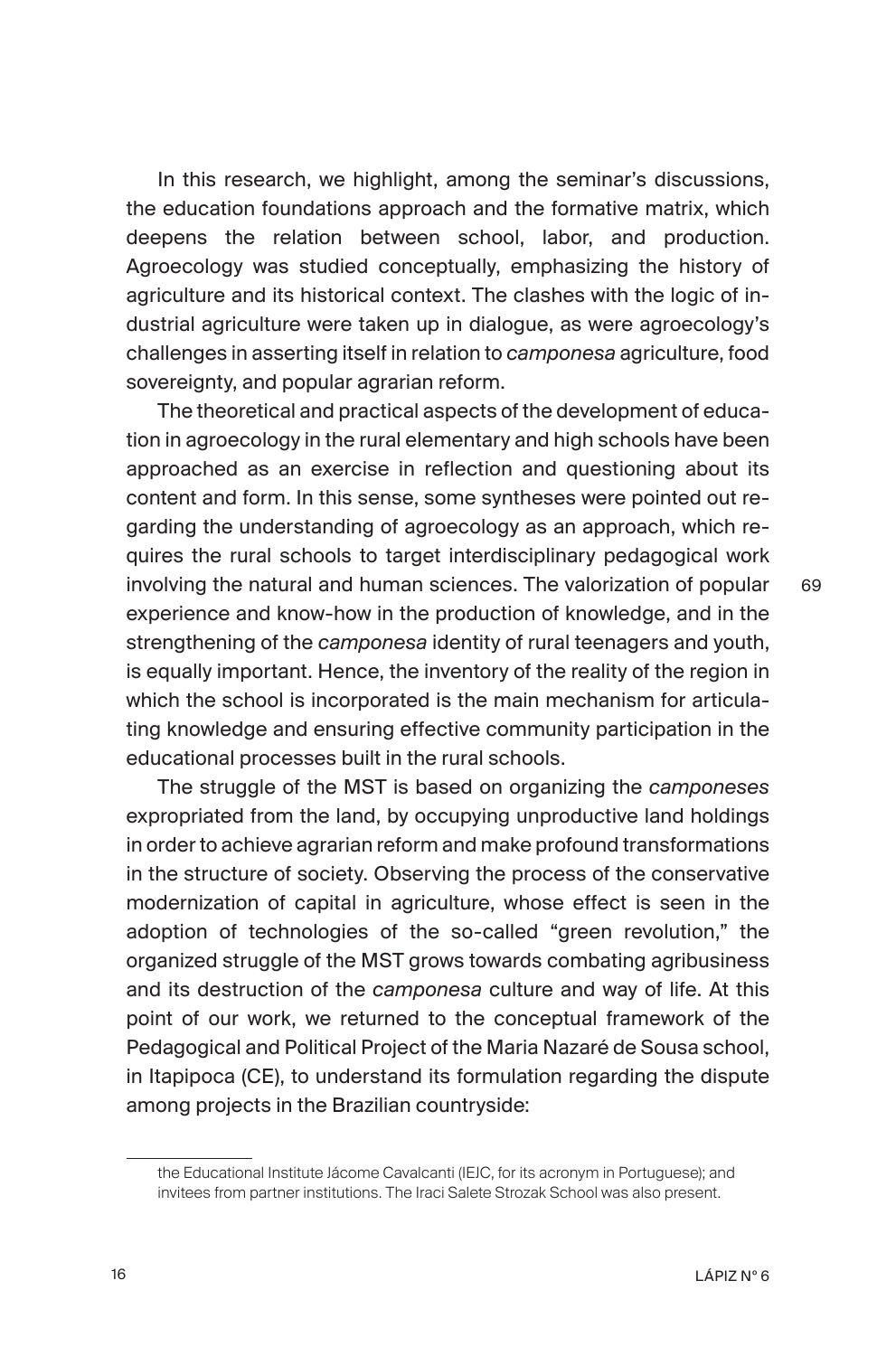In this research, we highlight, among the seminar's discussions, the education foundations approach and the formative matrix, which deepens the relation between school, labor, and production. Agroecology was studied conceptually, emphasizing the history of agriculture and its historical context. The clashes with the logic of industrial agriculture were taken up in dialogue, as were agroecology's challenges in asserting itself in relation to *camponesa* agriculture, food sovereignty, and popular agrarian reform.

The theoretical and practical aspects of the development of education in agroecology in the rural elementary and high schools have been approached as an exercise in reflection and questioning about its content and form. In this sense, some syntheses were pointed out regarding the understanding of agroecology as an approach, which requires the rural schools to target interdisciplinary pedagogical work involving the natural and human sciences. The valorization of popular experience and know-how in the production of knowledge, and in the strengthening of the *camponesa* identity of rural teenagers and youth, is equally important. Hence, the inventory of the reality of the region in which the school is incorporated is the main mechanism for articulating knowledge and ensuring effective community participation in the educational processes built in the rural schools.

The struggle of the MST is based on organizing the *camponeses* expropriated from the land, by occupying unproductive land holdings in order to achieve agrarian reform and make profound transformations in the structure of society. Observing the process of the conservative modernization of capital in agriculture, whose effect is seen in the adoption of technologies of the so-called "green revolution," the organized struggle of the MST grows towards combating agribusiness and its destruction of the *camponesa* culture and way of life. At this point of our work, we returned to the conceptual framework of the Pedagogical and Political Project of the Maria Nazaré de Sousa school, in Itapipoca (CE), to understand its formulation regarding the dispute among projects in the Brazilian countryside:

---

the Educational Institute Jácome Cavalcanti (IEJC, for its acronym in Portuguese); and invitees from partner institutions. The Iraci Salete Strozak School was also present.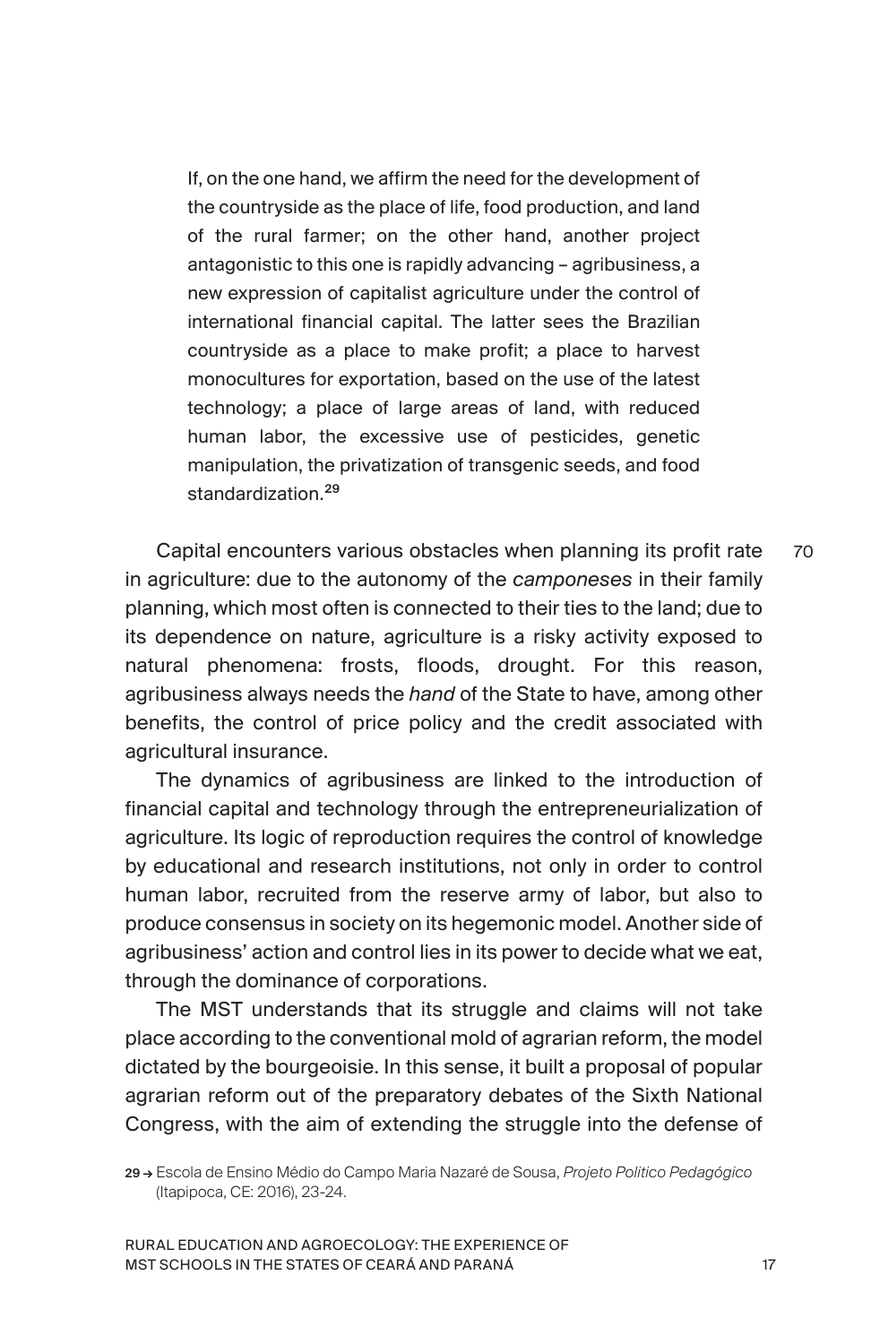> If, on the one hand, we affirm the need for the development of the countryside as the place of life, food production, and land of the rural farmer; on the other hand, another project antagonistic to this one is rapidly advancing – agribusiness, a new expression of capitalist agriculture under the control of international financial capital. The latter sees the Brazilian countryside as a place to make profit; a place to harvest monocultures for exportation, based on the use of the latest technology; a place of large areas of land, with reduced human labor, the excessive use of pesticides, genetic manipulation, the privatization of transgenic seeds, and food standardization.[29]

Capital encounters various obstacles when planning its profit rate in agriculture: due to the autonomy of the *camponeses* in their family planning, which most often is connected to their ties to the land; due to its dependence on nature, agriculture is a risky activity exposed to natural phenomena: frosts, floods, drought. For this reason, agribusiness always needs the *hand* of the State to have, among other benefits, the control of price policy and the credit associated with agricultural insurance.

The dynamics of agribusiness are linked to the introduction of financial capital and technology through the entrepreneurialization of agriculture. Its logic of reproduction requires the control of knowledge by educational and research institutions, not only in order to control human labor, recruited from the reserve army of labor, but also to produce consensus in society on its hegemonic model. Another side of agribusiness' action and control lies in its power to decide what we eat, through the dominance of corporations.

The MST understands that its struggle and claims will not take place according to the conventional mold of agrarian reform, the model dictated by the bourgeoisie. In this sense, it built a proposal of popular agrarian reform out of the preparatory debates of the Sixth National Congress, with the aim of extending the struggle into the defense of

29 → Escola de Ensino Médio do Campo Maria Nazaré de Sousa, *Projeto Politico Pedagógico* (Itapipoca, CE: 2016), 23-24.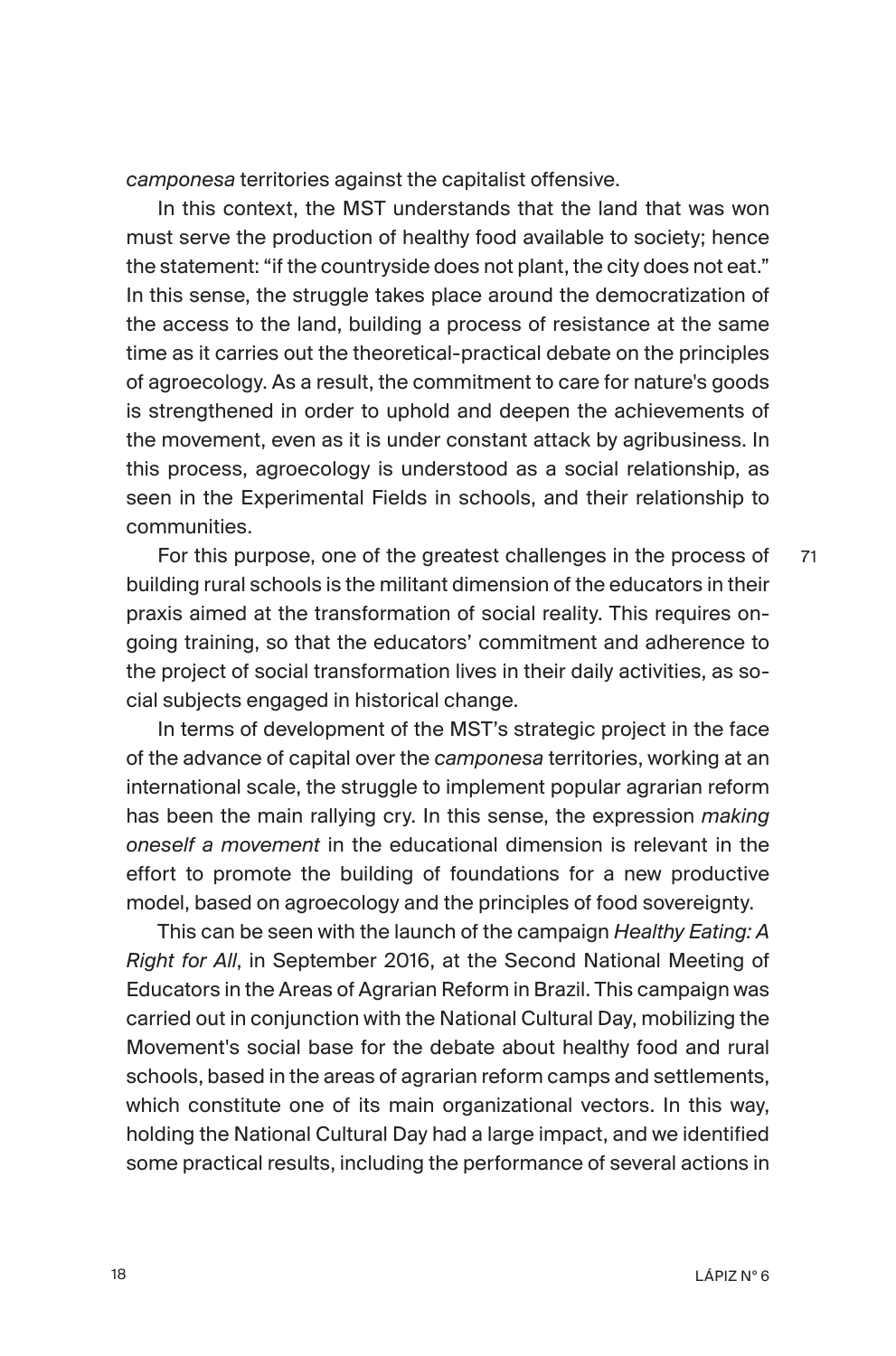*camponesa* territories against the capitalist offensive.

In this context, the MST understands that the land that was won must serve the production of healthy food available to society; hence the statement: "if the countryside does not plant, the city does not eat." In this sense, the struggle takes place around the democratization of the access to the land, building a process of resistance at the same time as it carries out the theoretical-practical debate on the principles of agroecology. As a result, the commitment to care for nature's goods is strengthened in order to uphold and deepen the achievements of the movement, even as it is under constant attack by agribusiness. In this process, agroecology is understood as a social relationship, as seen in the Experimental Fields in schools, and their relationship to communities.

For this purpose, one of the greatest challenges in the process of building rural schools is the militant dimension of the educators in their praxis aimed at the transformation of social reality. This requires ongoing training, so that the educators' commitment and adherence to the project of social transformation lives in their daily activities, as social subjects engaged in historical change.

In terms of development of the MST's strategic project in the face of the advance of capital over the *camponesa* territories, working at an international scale, the struggle to implement popular agrarian reform has been the main rallying cry. In this sense, the expression *making oneself a movement* in the educational dimension is relevant in the effort to promote the building of foundations for a new productive model, based on agroecology and the principles of food sovereignty.

This can be seen with the launch of the campaign *Healthy Eating: A Right for All*, in September 2016, at the Second National Meeting of Educators in the Areas of Agrarian Reform in Brazil. This campaign was carried out in conjunction with the National Cultural Day, mobilizing the Movement's social base for the debate about healthy food and rural schools, based in the areas of agrarian reform camps and settlements, which constitute one of its main organizational vectors. In this way, holding the National Cultural Day had a large impact, and we identified some practical results, including the performance of several actions in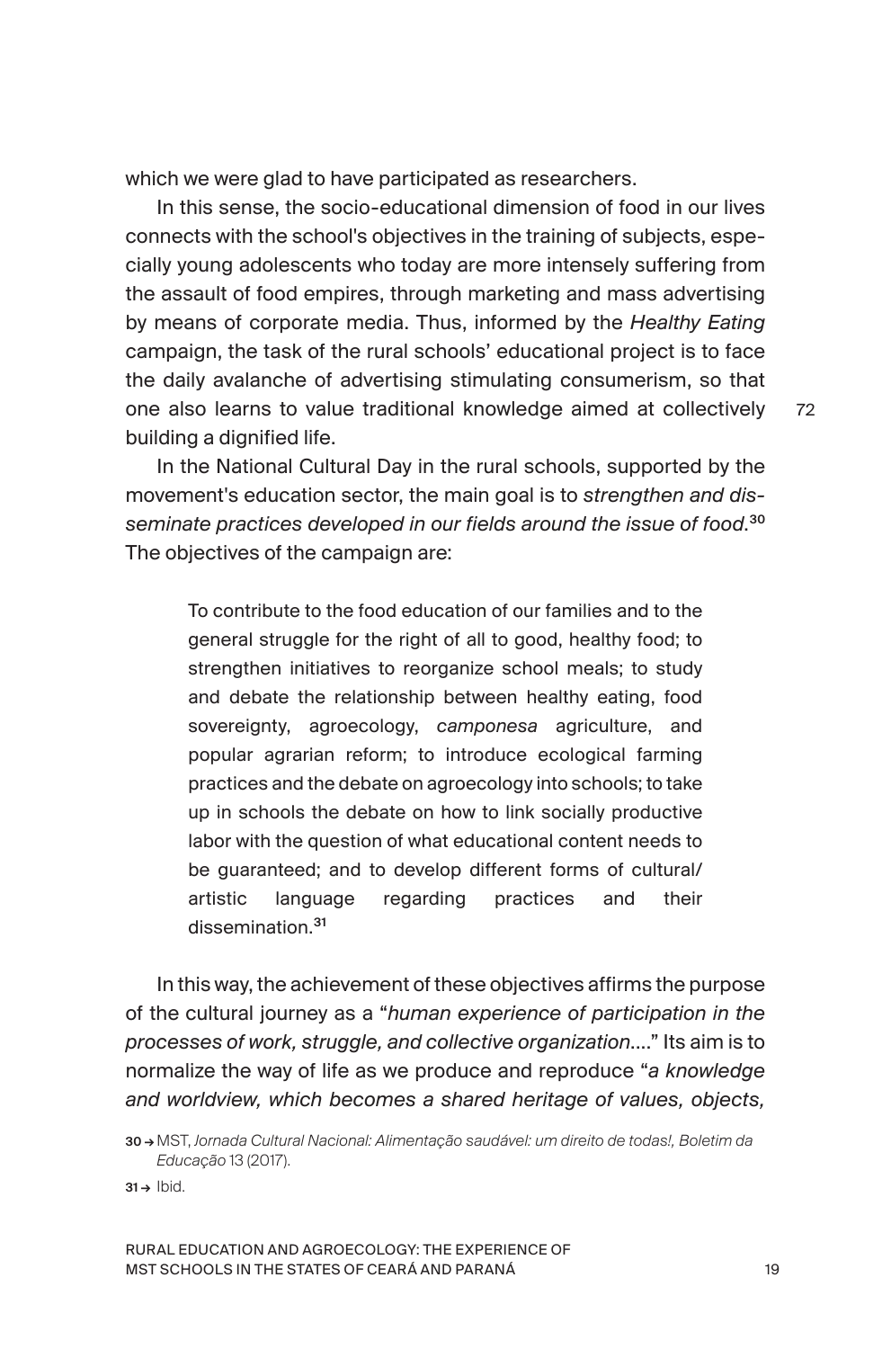which we were glad to have participated as researchers.

In this sense, the socio-educational dimension of food in our lives connects with the school's objectives in the training of subjects, especially young adolescents who today are more intensely suffering from the assault of food empires, through marketing and mass advertising by means of corporate media. Thus, informed by the *Healthy Eating* campaign, the task of the rural schools' educational project is to face the daily avalanche of advertising stimulating consumerism, so that one also learns to value traditional knowledge aimed at collectively building a dignified life.

In the National Cultural Day in the rural schools, supported by the movement's education sector, the main goal is to *strengthen and disseminate practices developed in our fields around the issue of food*.[30] The objectives of the campaign are:

> To contribute to the food education of our families and to the general struggle for the right of all to good, healthy food; to strengthen initiatives to reorganize school meals; to study and debate the relationship between healthy eating, food sovereignty, agroecology, *camponesa* agriculture, and popular agrarian reform; to introduce ecological farming practices and the debate on agroecology into schools; to take up in schools the debate on how to link socially productive labor with the question of what educational content needs to be guaranteed; and to develop different forms of cultural/artistic language regarding practices and their dissemination.[31]

In this way, the achievement of these objectives affirms the purpose of the cultural journey as a "*human experience of participation in the processes of work, struggle, and collective organization*...." Its aim is to normalize the way of life as we produce and reproduce "*a knowledge and worldview, which becomes a shared heritage of values, objects,*

30 → MST, *Jornada Cultural Nacional: Alimentação saudável: um direito de todas!, Boletim da Educação* 13 (2017).

31 → Ibid.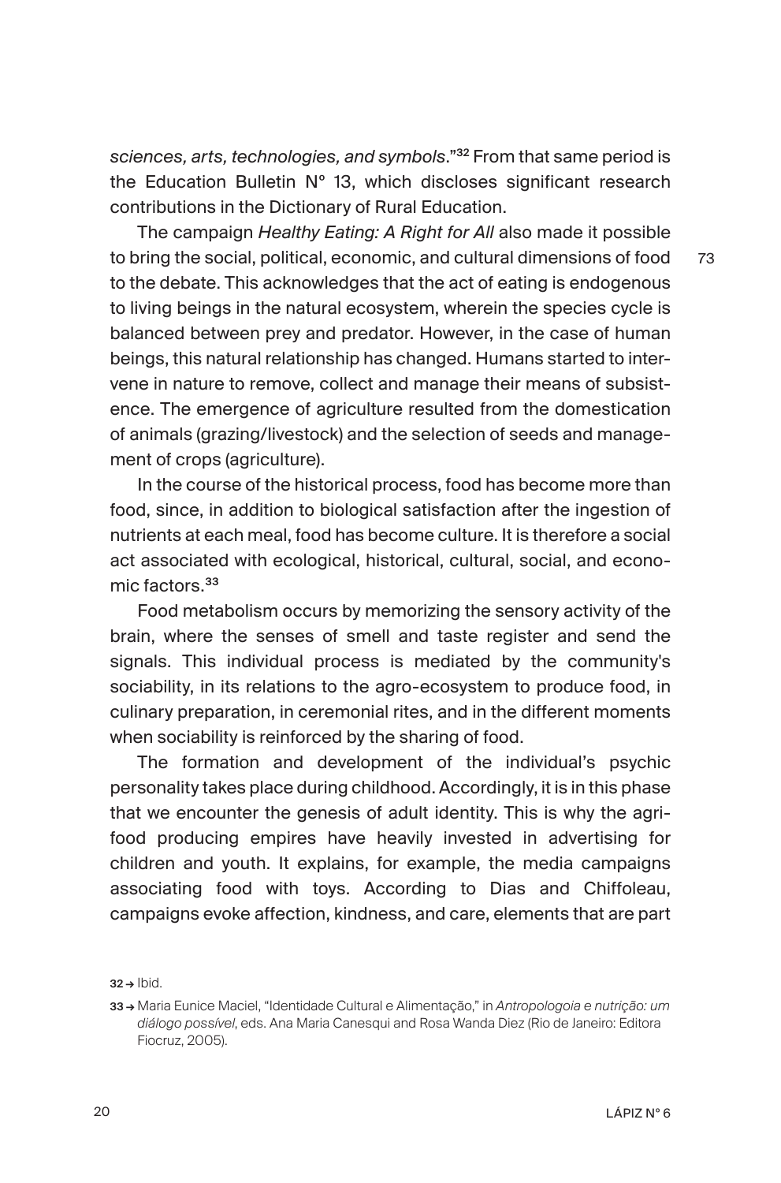*sciences, arts, technologies, and symbols*."[32] From that same period is the Education Bulletin N° 13, which discloses significant research contributions in the Dictionary of Rural Education.

The campaign *Healthy Eating: A Right for All* also made it possible to bring the social, political, economic, and cultural dimensions of food to the debate. This acknowledges that the act of eating is endogenous to living beings in the natural ecosystem, wherein the species cycle is balanced between prey and predator. However, in the case of human beings, this natural relationship has changed. Humans started to intervene in nature to remove, collect and manage their means of subsistence. The emergence of agriculture resulted from the domestication of animals (grazing/livestock) and the selection of seeds and management of crops (agriculture).

In the course of the historical process, food has become more than food, since, in addition to biological satisfaction after the ingestion of nutrients at each meal, food has become culture. It is therefore a social act associated with ecological, historical, cultural, social, and economic factors.[33]

Food metabolism occurs by memorizing the sensory activity of the brain, where the senses of smell and taste register and send the signals. This individual process is mediated by the community's sociability, in its relations to the agro-ecosystem to produce food, in culinary preparation, in ceremonial rites, and in the different moments when sociability is reinforced by the sharing of food.

The formation and development of the individual's psychic personality takes place during childhood. Accordingly, it is in this phase that we encounter the genesis of adult identity. This is why the agri-food producing empires have heavily invested in advertising for children and youth. It explains, for example, the media campaigns associating food with toys. According to Dias and Chiffoleau, campaigns evoke affection, kindness, and care, elements that are part

32 → Ibid.

33 → Maria Eunice Maciel, "Identidade Cultural e Alimentação," in *Antropologoia e nutrição: um diálogo possível*, eds. Ana Maria Canesqui and Rosa Wanda Diez (Rio de Janeiro: Editora Fiocruz, 2005).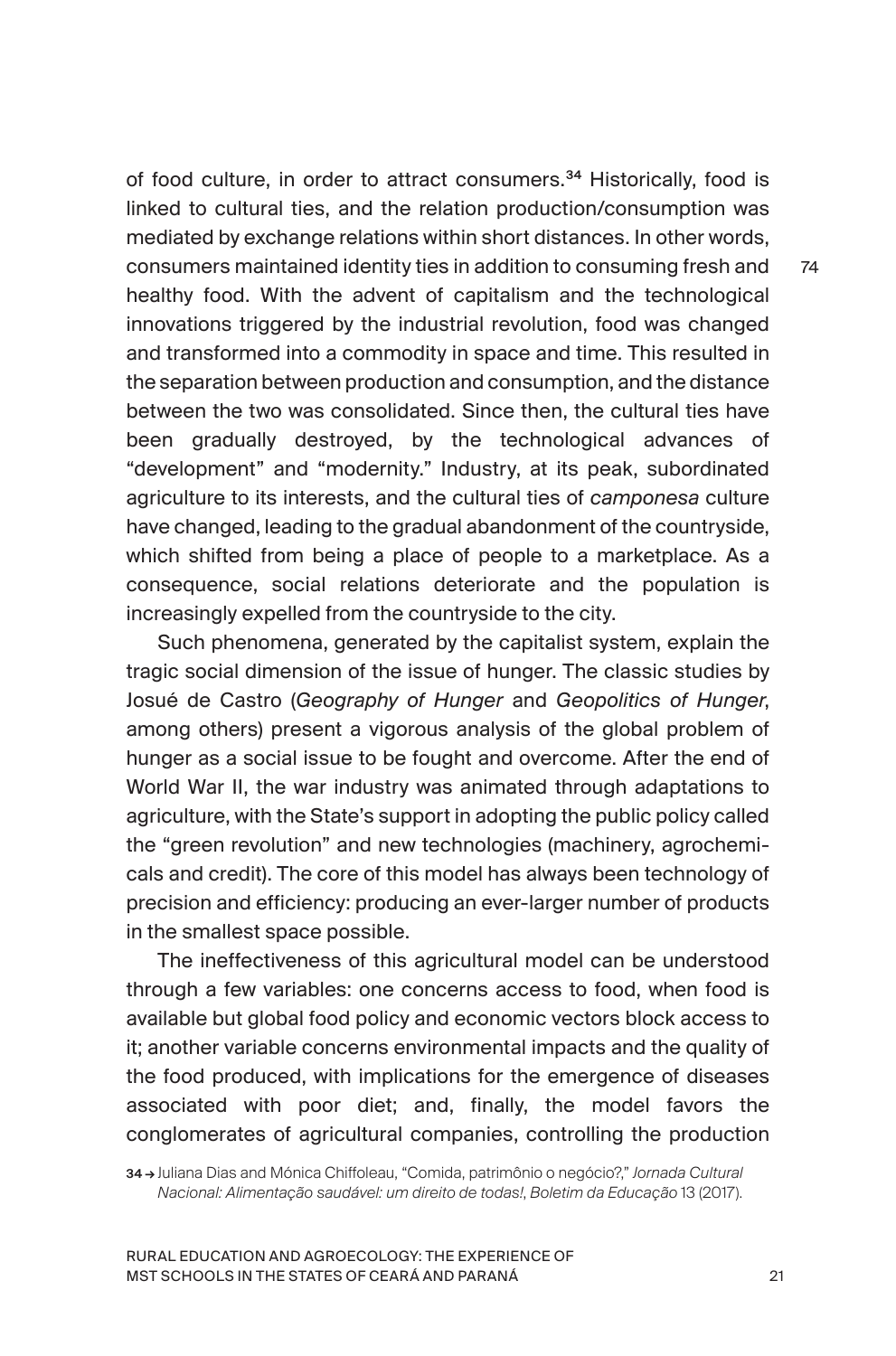of food culture, in order to attract consumers.[34] Historically, food is linked to cultural ties, and the relation production/consumption was mediated by exchange relations within short distances. In other words, consumers maintained identity ties in addition to consuming fresh and healthy food. With the advent of capitalism and the technological innovations triggered by the industrial revolution, food was changed and transformed into a commodity in space and time. This resulted in the separation between production and consumption, and the distance between the two was consolidated. Since then, the cultural ties have been gradually destroyed, by the technological advances of "development" and "modernity." Industry, at its peak, subordinated agriculture to its interests, and the cultural ties of *camponesa* culture have changed, leading to the gradual abandonment of the countryside, which shifted from being a place of people to a marketplace. As a consequence, social relations deteriorate and the population is increasingly expelled from the countryside to the city.

Such phenomena, generated by the capitalist system, explain the tragic social dimension of the issue of hunger. The classic studies by Josué de Castro (*Geography of Hunger* and *Geopolitics of Hunger*, among others) present a vigorous analysis of the global problem of hunger as a social issue to be fought and overcome. After the end of World War II, the war industry was animated through adaptations to agriculture, with the State's support in adopting the public policy called the "green revolution" and new technologies (machinery, agrochemicals and credit). The core of this model has always been technology of precision and efficiency: producing an ever-larger number of products in the smallest space possible.

The ineffectiveness of this agricultural model can be understood through a few variables: one concerns access to food, when food is available but global food policy and economic vectors block access to it; another variable concerns environmental impacts and the quality of the food produced, with implications for the emergence of diseases associated with poor diet; and, finally, the model favors the conglomerates of agricultural companies, controlling the production

34 → Juliana Dias and Mónica Chiffoleau, "Comida, patrimônio o negócio?," *Jornada Cultural Nacional: Alimentação saudável: um direito de todas!*, *Boletim da Educação* 13 (2017).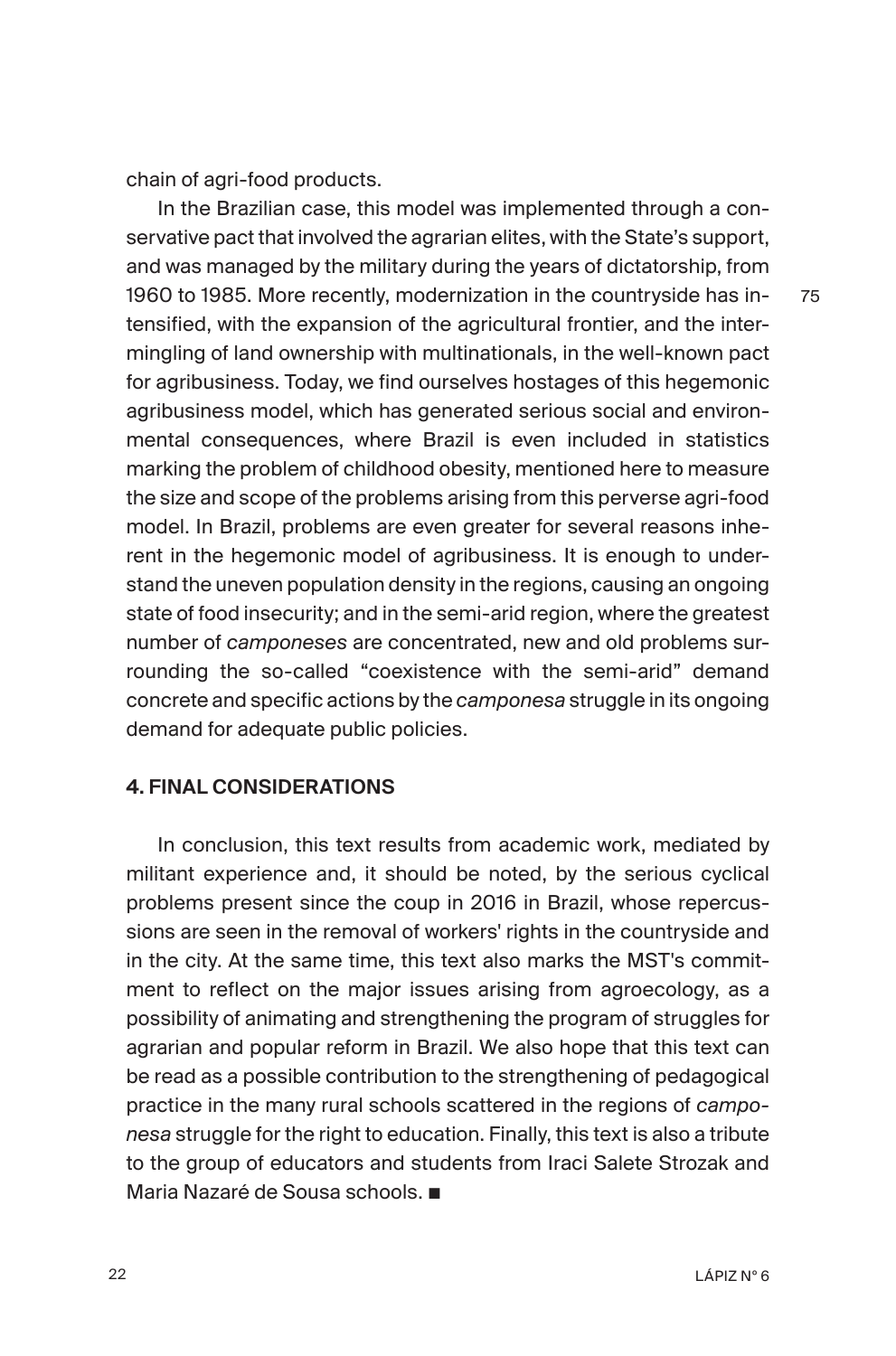chain of agri-food products.

In the Brazilian case, this model was implemented through a conservative pact that involved the agrarian elites, with the State's support, and was managed by the military during the years of dictatorship, from 1960 to 1985. More recently, modernization in the countryside has intensified, with the expansion of the agricultural frontier, and the intermingling of land ownership with multinationals, in the well-known pact for agribusiness. Today, we find ourselves hostages of this hegemonic agribusiness model, which has generated serious social and environmental consequences, where Brazil is even included in statistics marking the problem of childhood obesity, mentioned here to measure the size and scope of the problems arising from this perverse agri-food model. In Brazil, problems are even greater for several reasons inherent in the hegemonic model of agribusiness. It is enough to understand the uneven population density in the regions, causing an ongoing state of food insecurity; and in the semi-arid region, where the greatest number of *camponeses* are concentrated, new and old problems surrounding the so-called "coexistence with the semi-arid" demand concrete and specific actions by the *camponesa* struggle in its ongoing demand for adequate public policies.

## 4. FINAL CONSIDERATIONS

In conclusion, this text results from academic work, mediated by militant experience and, it should be noted, by the serious cyclical problems present since the coup in 2016 in Brazil, whose repercussions are seen in the removal of workers' rights in the countryside and in the city. At the same time, this text also marks the MST's commitment to reflect on the major issues arising from agroecology, as a possibility of animating and strengthening the program of struggles for agrarian and popular reform in Brazil. We also hope that this text can be read as a possible contribution to the strengthening of pedagogical practice in the many rural schools scattered in the regions of *camponesa* struggle for the right to education. Finally, this text is also a tribute to the group of educators and students from Iraci Salete Strozak and Maria Nazaré de Sousa schools. ■